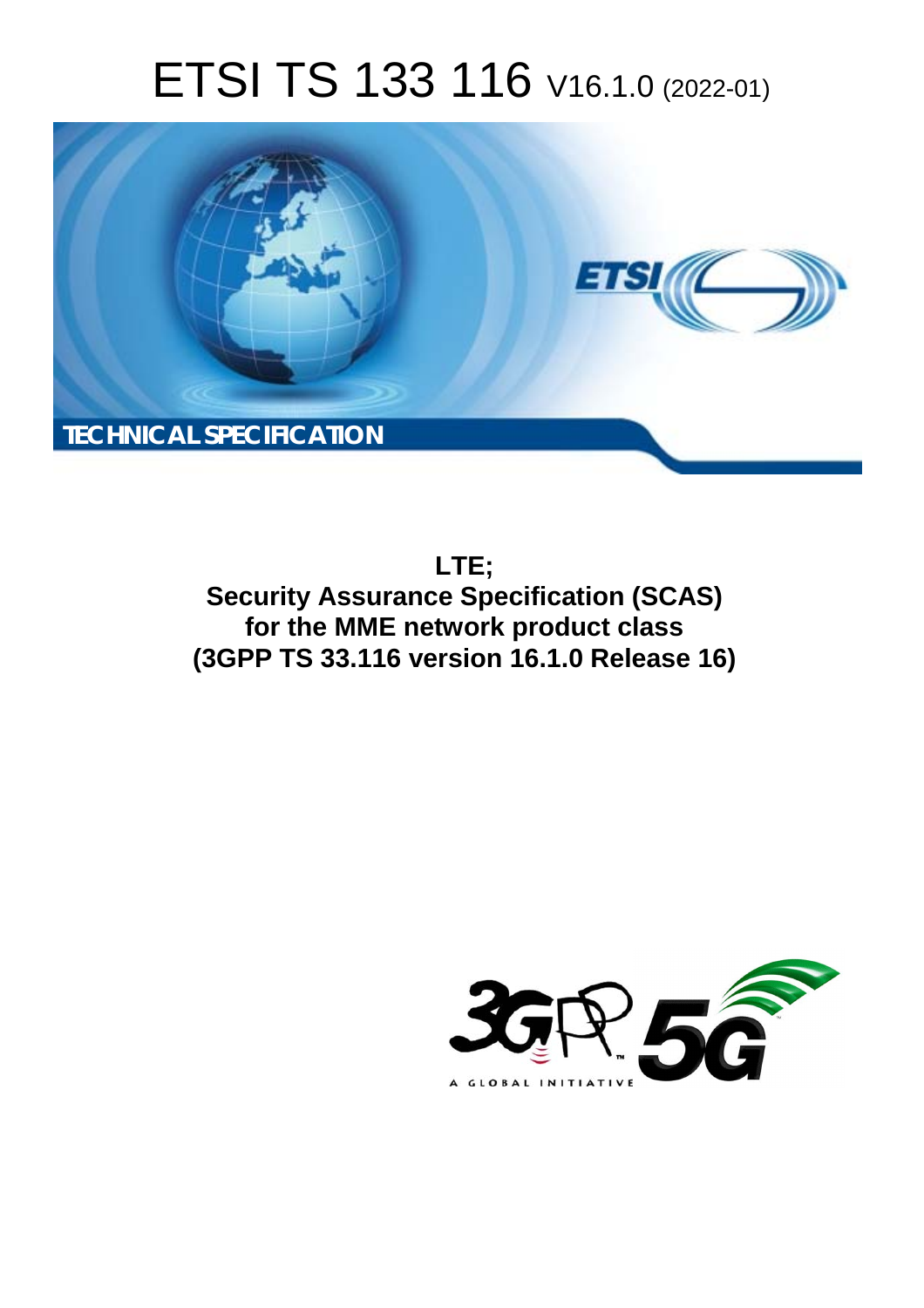# ETSI TS 133 116 V16.1.0 (2022-01)

TECHNICAL SPECIFICATION

**LTE;**
**Security Assurance Specification (SCAS)**
**for the MME network product class**
**(3GPP TS 33.116 version 16.1.0 Release 16)**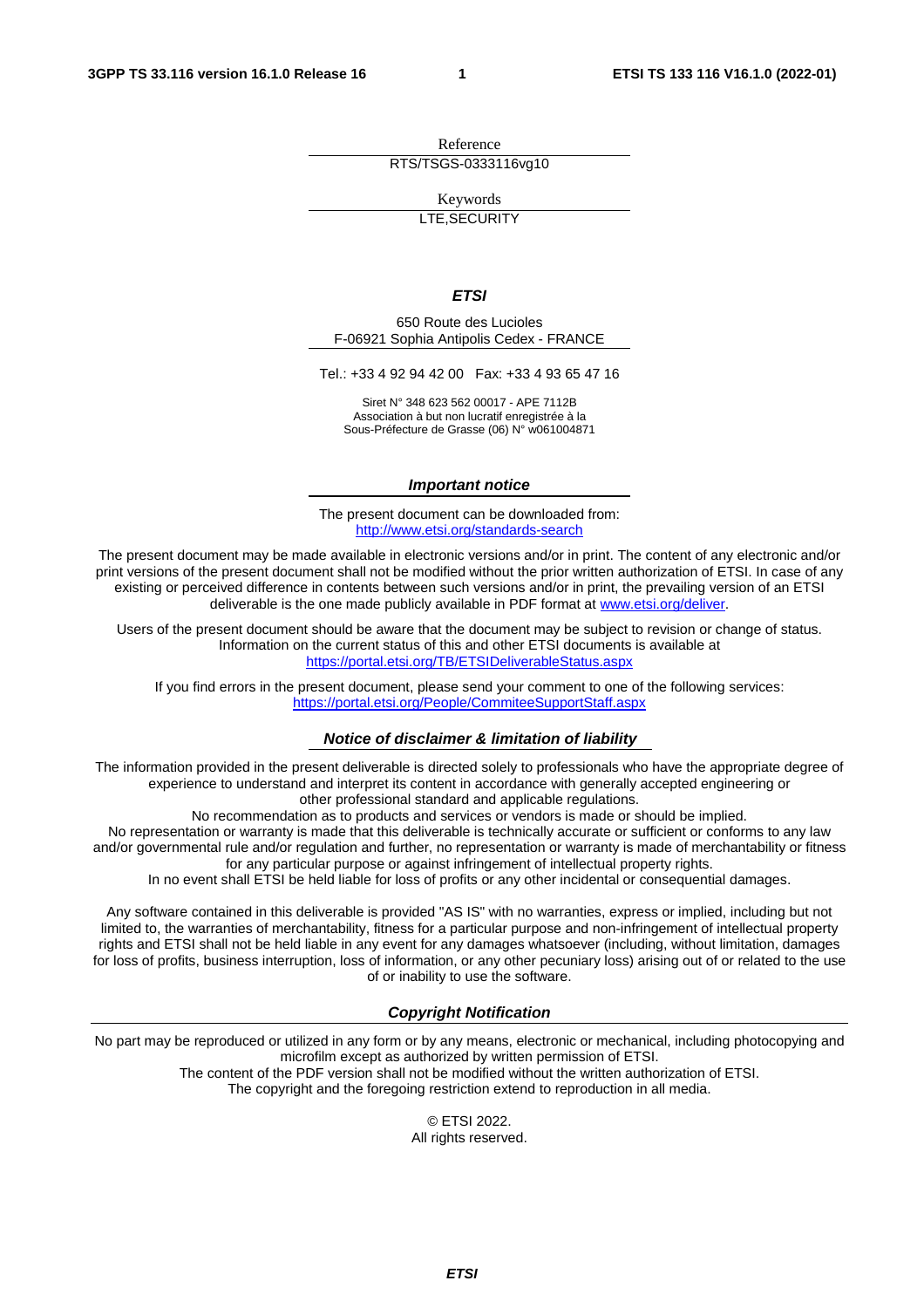Reference

RTS/TSGS-0333116vg10

Keywords

LTE,SECURITY

***ETSI***

650 Route des Lucioles
F-06921 Sophia Antipolis Cedex - FRANCE

Tel.: +33 4 92 94 42 00   Fax: +33 4 93 65 47 16

Siret N° 348 623 562 00017 - APE 7112B
Association à but non lucratif enregistrée à la
Sous-Préfecture de Grasse (06) N° w061004871

***Important notice***

The present document can be downloaded from:
http://www.etsi.org/standards-search

The present document may be made available in electronic versions and/or in print. The content of any electronic and/or print versions of the present document shall not be modified without the prior written authorization of ETSI. In case of any existing or perceived difference in contents between such versions and/or in print, the prevailing version of an ETSI deliverable is the one made publicly available in PDF format at www.etsi.org/deliver.

Users of the present document should be aware that the document may be subject to revision or change of status. Information on the current status of this and other ETSI documents is available at https://portal.etsi.org/TB/ETSIDeliverableStatus.aspx

If you find errors in the present document, please send your comment to one of the following services:
https://portal.etsi.org/People/CommiteeSupportStaff.aspx

***Notice of disclaimer & limitation of liability***

The information provided in the present deliverable is directed solely to professionals who have the appropriate degree of experience to understand and interpret its content in accordance with generally accepted engineering or other professional standard and applicable regulations.
No recommendation as to products and services or vendors is made or should be implied.
No representation or warranty is made that this deliverable is technically accurate or sufficient or conforms to any law and/or governmental rule and/or regulation and further, no representation or warranty is made of merchantability or fitness for any particular purpose or against infringement of intellectual property rights.
In no event shall ETSI be held liable for loss of profits or any other incidental or consequential damages.

Any software contained in this deliverable is provided "AS IS" with no warranties, express or implied, including but not limited to, the warranties of merchantability, fitness for a particular purpose and non-infringement of intellectual property rights and ETSI shall not be held liable in any event for any damages whatsoever (including, without limitation, damages for loss of profits, business interruption, loss of information, or any other pecuniary loss) arising out of or related to the use of or inability to use the software.

***Copyright Notification***

No part may be reproduced or utilized in any form or by any means, electronic or mechanical, including photocopying and microfilm except as authorized by written permission of ETSI.
The content of the PDF version shall not be modified without the written authorization of ETSI.
The copyright and the foregoing restriction extend to reproduction in all media.

© ETSI 2022.
All rights reserved.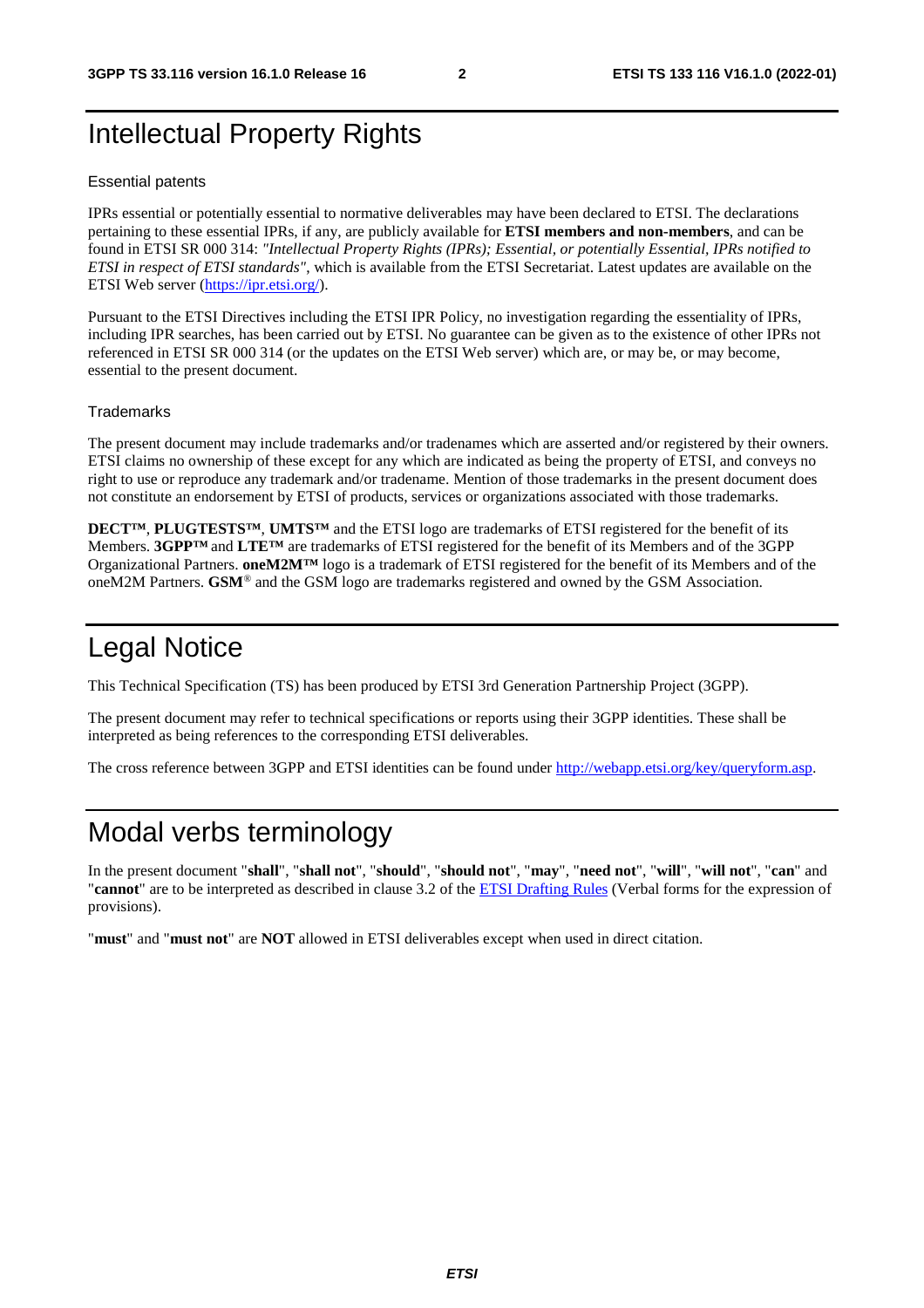# Intellectual Property Rights

## Essential patents

IPRs essential or potentially essential to normative deliverables may have been declared to ETSI. The declarations pertaining to these essential IPRs, if any, are publicly available for **ETSI members and non-members**, and can be found in ETSI SR 000 314: *"Intellectual Property Rights (IPRs); Essential, or potentially Essential, IPRs notified to ETSI in respect of ETSI standards"*, which is available from the ETSI Secretariat. Latest updates are available on the ETSI Web server (https://ipr.etsi.org/).

Pursuant to the ETSI Directives including the ETSI IPR Policy, no investigation regarding the essentiality of IPRs, including IPR searches, has been carried out by ETSI. No guarantee can be given as to the existence of other IPRs not referenced in ETSI SR 000 314 (or the updates on the ETSI Web server) which are, or may be, or may become, essential to the present document.

## Trademarks

The present document may include trademarks and/or tradenames which are asserted and/or registered by their owners. ETSI claims no ownership of these except for any which are indicated as being the property of ETSI, and conveys no right to use or reproduce any trademark and/or tradename. Mention of those trademarks in the present document does not constitute an endorsement by ETSI of products, services or organizations associated with those trademarks.

**DECT™**, **PLUGTESTS™**, **UMTS™** and the ETSI logo are trademarks of ETSI registered for the benefit of its Members. **3GPP™** and **LTE™** are trademarks of ETSI registered for the benefit of its Members and of the 3GPP Organizational Partners. **oneM2M™** logo is a trademark of ETSI registered for the benefit of its Members and of the oneM2M Partners. **GSM**® and the GSM logo are trademarks registered and owned by the GSM Association.

# Legal Notice

This Technical Specification (TS) has been produced by ETSI 3rd Generation Partnership Project (3GPP).

The present document may refer to technical specifications or reports using their 3GPP identities. These shall be interpreted as being references to the corresponding ETSI deliverables.

The cross reference between 3GPP and ETSI identities can be found under http://webapp.etsi.org/key/queryform.asp.

# Modal verbs terminology

In the present document "**shall**", "**shall not**", "**should**", "**should not**", "**may**", "**need not**", "**will**", "**will not**", "**can**" and "**cannot**" are to be interpreted as described in clause 3.2 of the ETSI Drafting Rules (Verbal forms for the expression of provisions).

"**must**" and "**must not**" are **NOT** allowed in ETSI deliverables except when used in direct citation.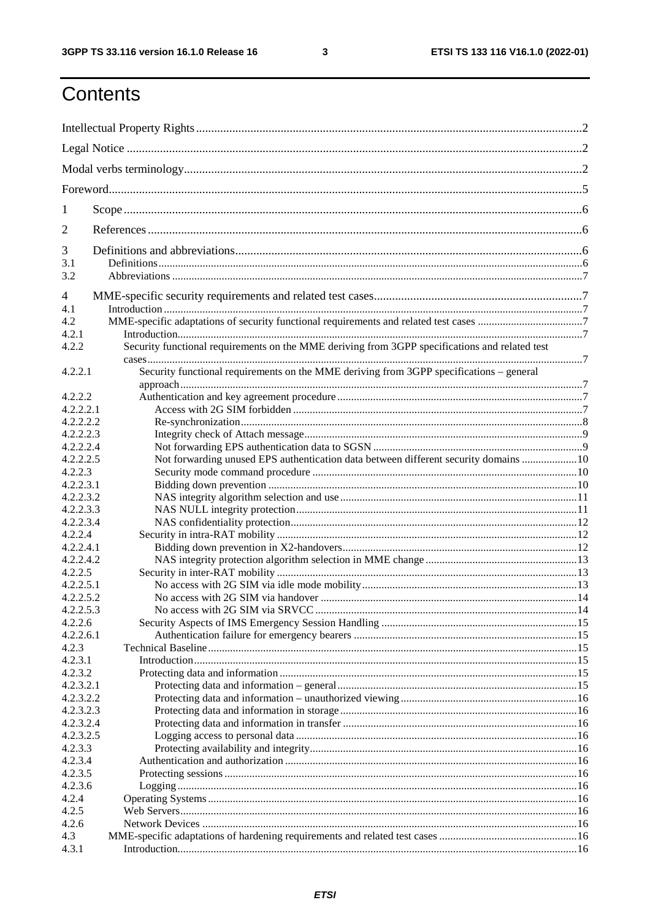# Contents

Intellectual Property Rights ..... 2

Legal Notice ..... 2

Modal verbs terminology ..... 2

Foreword ..... 5

1 Scope ..... 6

2 References ..... 6

3 Definitions and abbreviations ..... 6

3.1 Definitions ..... 6

3.2 Abbreviations ..... 7

4 MME-specific security requirements and related test cases ..... 7

4.1 Introduction ..... 7

4.2 MME-specific adaptations of security functional requirements and related test cases ..... 7

4.2.1 Introduction ..... 7

4.2.2 Security functional requirements on the MME deriving from 3GPP specifications and related test cases ..... 7

4.2.2.1 Security functional requirements on the MME deriving from 3GPP specifications – general approach ..... 7

4.2.2.2 Authentication and key agreement procedure ..... 7

4.2.2.2.1 Access with 2G SIM forbidden ..... 7

4.2.2.2.2 Re-synchronization ..... 8

4.2.2.2.3 Integrity check of Attach message ..... 9

4.2.2.2.4 Not forwarding EPS authentication data to SGSN ..... 9

4.2.2.2.5 Not forwarding unused EPS authentication data between different security domains ..... 10

4.2.2.3 Security mode command procedure ..... 10

4.2.2.3.1 Bidding down prevention ..... 10

4.2.2.3.2 NAS integrity algorithm selection and use ..... 11

4.2.2.3.3 NAS NULL integrity protection ..... 11

4.2.2.3.4 NAS confidentiality protection ..... 12

4.2.2.4 Security in intra-RAT mobility ..... 12

4.2.2.4.1 Bidding down prevention in X2-handovers ..... 12

4.2.2.4.2 NAS integrity protection algorithm selection in MME change ..... 13

4.2.2.5 Security in inter-RAT mobility ..... 13

4.2.2.5.1 No access with 2G SIM via idle mode mobility ..... 13

4.2.2.5.2 No access with 2G SIM via handover ..... 14

4.2.2.5.3 No access with 2G SIM via SRVCC ..... 14

4.2.2.6 Security Aspects of IMS Emergency Session Handling ..... 15

4.2.2.6.1 Authentication failure for emergency bearers ..... 15

4.2.3 Technical Baseline ..... 15

4.2.3.1 Introduction ..... 15

4.2.3.2 Protecting data and information ..... 15

4.2.3.2.1 Protecting data and information – general ..... 15

4.2.3.2.2 Protecting data and information – unauthorized viewing ..... 16

4.2.3.2.3 Protecting data and information in storage ..... 16

4.2.3.2.4 Protecting data and information in transfer ..... 16

4.2.3.2.5 Logging access to personal data ..... 16

4.2.3.3 Protecting availability and integrity ..... 16

4.2.3.4 Authentication and authorization ..... 16

4.2.3.5 Protecting sessions ..... 16

4.2.3.6 Logging ..... 16

4.2.4 Operating Systems ..... 16

4.2.5 Web Servers ..... 16

4.2.6 Network Devices ..... 16

4.3 MME-specific adaptations of hardening requirements and related test cases ..... 16

4.3.1 Introduction ..... 16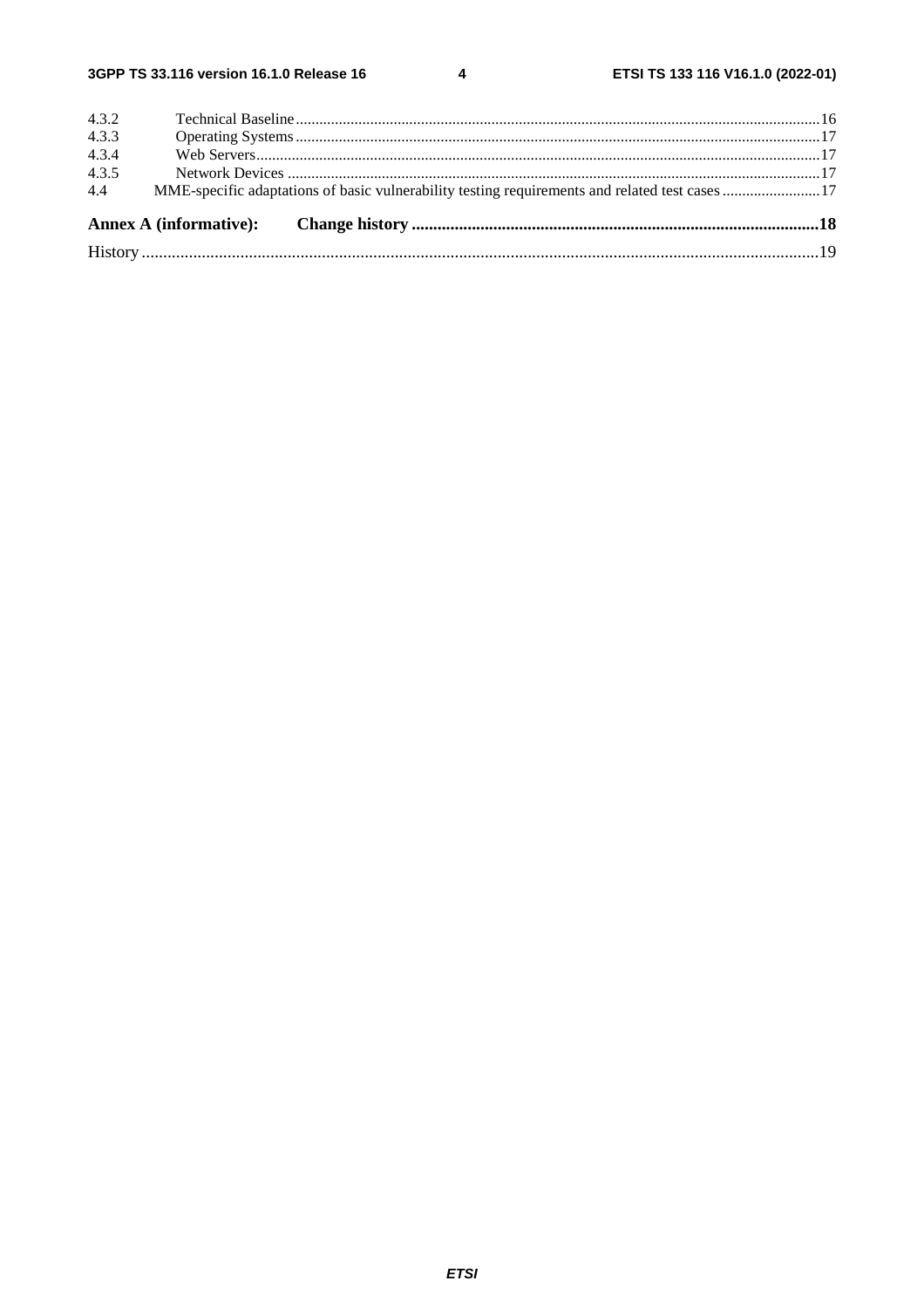4.3.2 Technical Baseline ..... 16
4.3.3 Operating Systems ..... 17
4.3.4 Web Servers ..... 17
4.3.5 Network Devices ..... 17
4.4 MME-specific adaptations of basic vulnerability testing requirements and related test cases ..... 17

**Annex A (informative): Change history ..... 18**

History ..... 19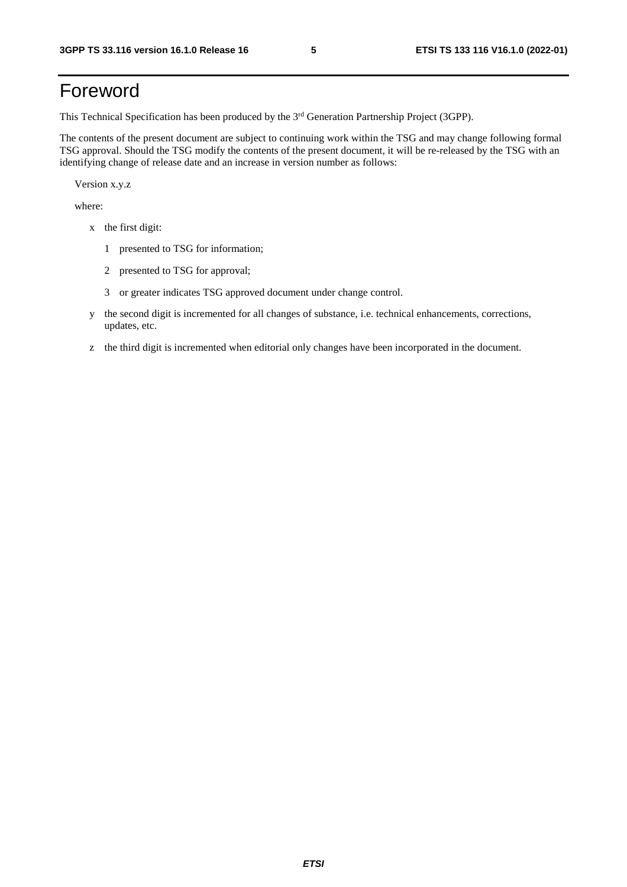# Foreword

This Technical Specification has been produced by the 3rd Generation Partnership Project (3GPP).

The contents of the present document are subject to continuing work within the TSG and may change following formal TSG approval. Should the TSG modify the contents of the present document, it will be re-released by the TSG with an identifying change of release date and an increase in version number as follows:

Version x.y.z

where:

- x the first digit:
  - 1 presented to TSG for information;
  - 2 presented to TSG for approval;
  - 3 or greater indicates TSG approved document under change control.
- y the second digit is incremented for all changes of substance, i.e. technical enhancements, corrections, updates, etc.
- z the third digit is incremented when editorial only changes have been incorporated in the document.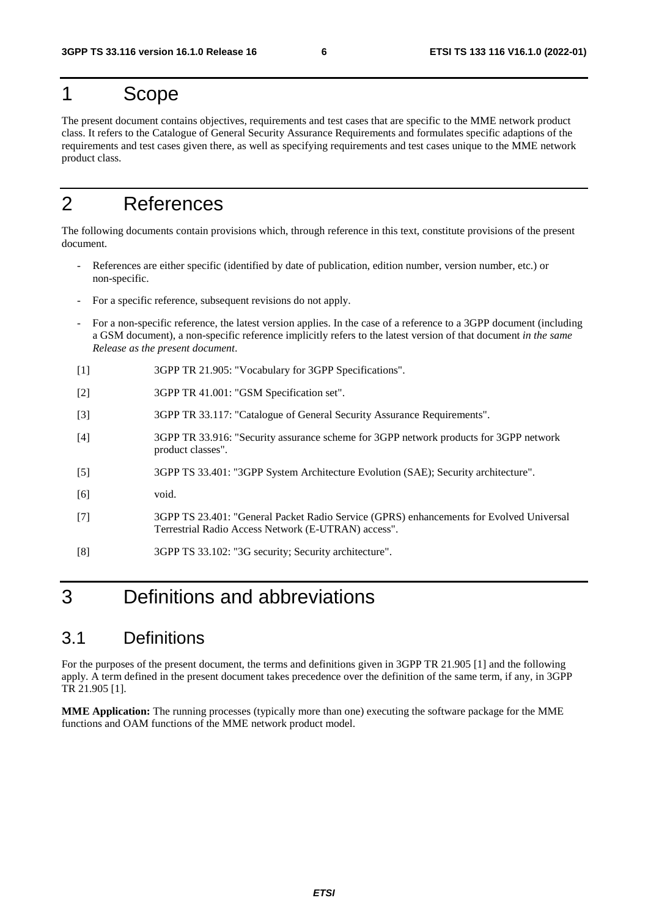# 1 Scope

The present document contains objectives, requirements and test cases that are specific to the MME network product class. It refers to the Catalogue of General Security Assurance Requirements and formulates specific adaptions of the requirements and test cases given there, as well as specifying requirements and test cases unique to the MME network product class.

# 2 References

The following documents contain provisions which, through reference in this text, constitute provisions of the present document.

- References are either specific (identified by date of publication, edition number, version number, etc.) or non-specific.
- For a specific reference, subsequent revisions do not apply.
- For a non-specific reference, the latest version applies. In the case of a reference to a 3GPP document (including a GSM document), a non-specific reference implicitly refers to the latest version of that document *in the same Release as the present document*.

[1] 3GPP TR 21.905: "Vocabulary for 3GPP Specifications".

[2] 3GPP TR 41.001: "GSM Specification set".

[3] 3GPP TR 33.117: "Catalogue of General Security Assurance Requirements".

[4] 3GPP TR 33.916: "Security assurance scheme for 3GPP network products for 3GPP network product classes".

[5] 3GPP TS 33.401: "3GPP System Architecture Evolution (SAE); Security architecture".

[6] void.

[7] 3GPP TS 23.401: "General Packet Radio Service (GPRS) enhancements for Evolved Universal Terrestrial Radio Access Network (E-UTRAN) access".

[8] 3GPP TS 33.102: "3G security; Security architecture".

# 3 Definitions and abbreviations

## 3.1 Definitions

For the purposes of the present document, the terms and definitions given in 3GPP TR 21.905 [1] and the following apply. A term defined in the present document takes precedence over the definition of the same term, if any, in 3GPP TR 21.905 [1].

**MME Application:** The running processes (typically more than one) executing the software package for the MME functions and OAM functions of the MME network product model.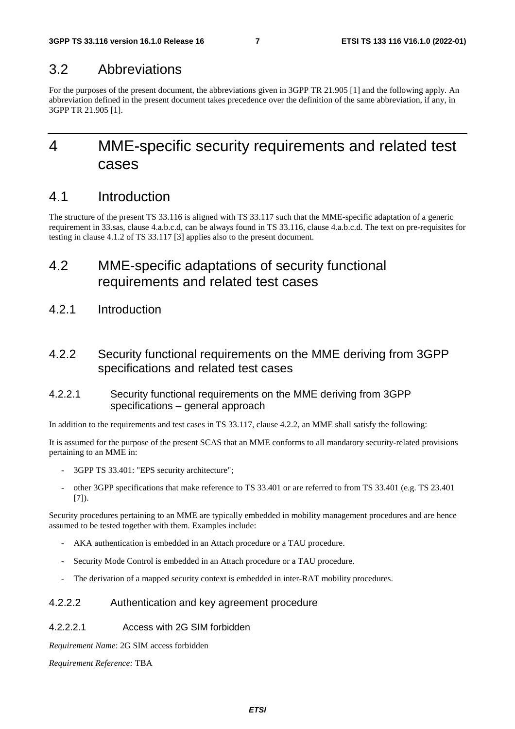## 3.2 Abbreviations

For the purposes of the present document, the abbreviations given in 3GPP TR 21.905 [1] and the following apply. An abbreviation defined in the present document takes precedence over the definition of the same abbreviation, if any, in 3GPP TR 21.905 [1].

# 4 MME-specific security requirements and related test cases

## 4.1 Introduction

The structure of the present TS 33.116 is aligned with TS 33.117 such that the MME-specific adaptation of a generic requirement in 33.sas, clause 4.a.b.c.d, can be always found in TS 33.116, clause 4.a.b.c.d. The text on pre-requisites for testing in clause 4.1.2 of TS 33.117 [3] applies also to the present document.

## 4.2 MME-specific adaptations of security functional requirements and related test cases

### 4.2.1 Introduction

### 4.2.2 Security functional requirements on the MME deriving from 3GPP specifications and related test cases

#### 4.2.2.1 Security functional requirements on the MME deriving from 3GPP specifications – general approach

In addition to the requirements and test cases in TS 33.117, clause 4.2.2, an MME shall satisfy the following:

It is assumed for the purpose of the present SCAS that an MME conforms to all mandatory security-related provisions pertaining to an MME in:

- 3GPP TS 33.401: "EPS security architecture";
- other 3GPP specifications that make reference to TS 33.401 or are referred to from TS 33.401 (e.g. TS 23.401 [7]).

Security procedures pertaining to an MME are typically embedded in mobility management procedures and are hence assumed to be tested together with them. Examples include:

- AKA authentication is embedded in an Attach procedure or a TAU procedure.
- Security Mode Control is embedded in an Attach procedure or a TAU procedure.
- The derivation of a mapped security context is embedded in inter-RAT mobility procedures.

#### 4.2.2.2 Authentication and key agreement procedure

##### 4.2.2.2.1 Access with 2G SIM forbidden

*Requirement Name*: 2G SIM access forbidden

*Requirement Reference:* TBA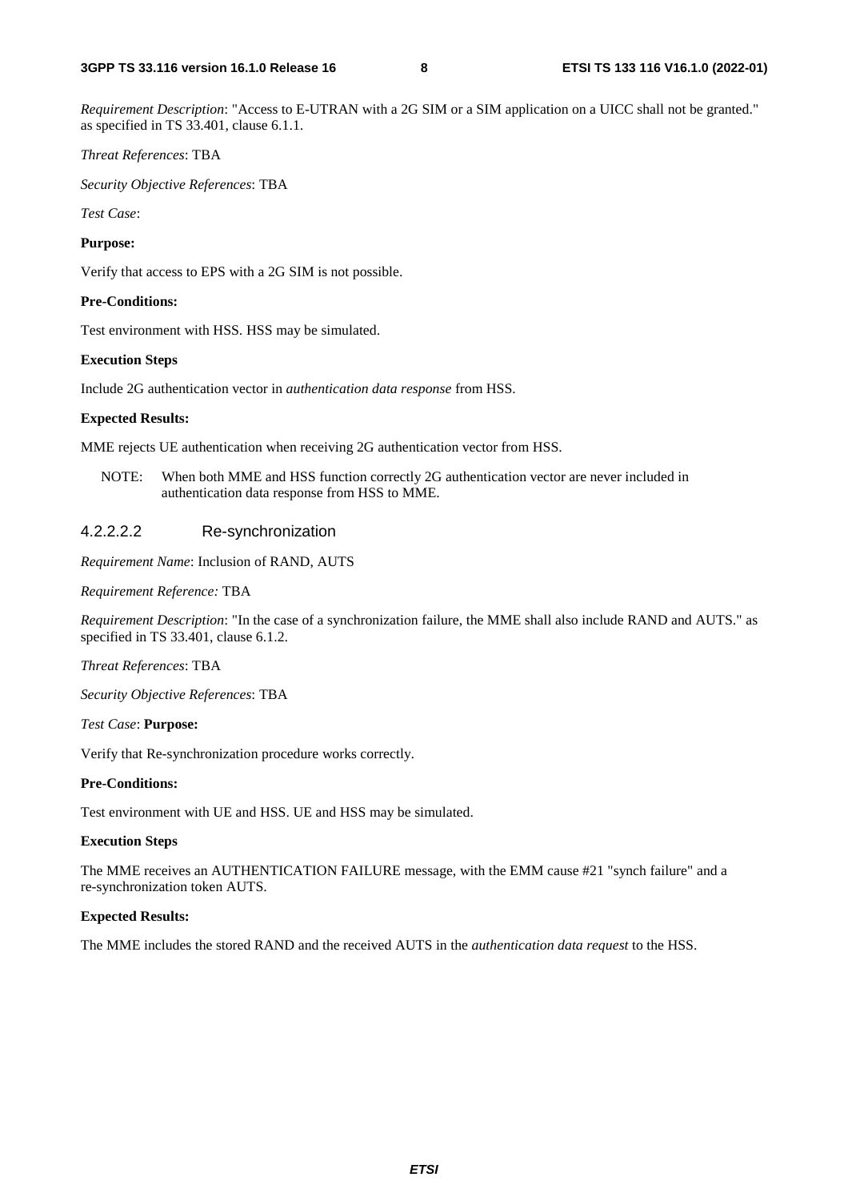*Requirement Description*: "Access to E-UTRAN with a 2G SIM or a SIM application on a UICC shall not be granted." as specified in TS 33.401, clause 6.1.1.

*Threat References*: TBA

*Security Objective References*: TBA

*Test Case*:

**Purpose:**

Verify that access to EPS with a 2G SIM is not possible.

**Pre-Conditions:**

Test environment with HSS. HSS may be simulated.

**Execution Steps**

Include 2G authentication vector in *authentication data response* from HSS.

**Expected Results:**

MME rejects UE authentication when receiving 2G authentication vector from HSS.

NOTE: When both MME and HSS function correctly 2G authentication vector are never included in authentication data response from HSS to MME.

#### 4.2.2.2.2 Re-synchronization

*Requirement Name*: Inclusion of RAND, AUTS

*Requirement Reference:* TBA

*Requirement Description*: "In the case of a synchronization failure, the MME shall also include RAND and AUTS." as specified in TS 33.401, clause 6.1.2.

*Threat References*: TBA

*Security Objective References*: TBA

*Test Case*: **Purpose:**

Verify that Re-synchronization procedure works correctly.

**Pre-Conditions:**

Test environment with UE and HSS. UE and HSS may be simulated.

**Execution Steps**

The MME receives an AUTHENTICATION FAILURE message, with the EMM cause #21 "synch failure" and a re-synchronization token AUTS.

**Expected Results:**

The MME includes the stored RAND and the received AUTS in the *authentication data request* to the HSS.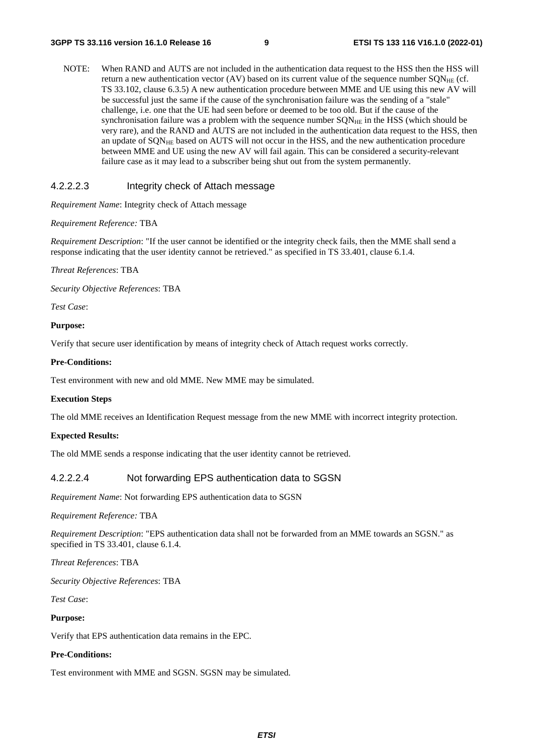NOTE: When RAND and AUTS are not included in the authentication data request to the HSS then the HSS will return a new authentication vector (AV) based on its current value of the sequence number $SQN_{HE}$ (cf. TS 33.102, clause 6.3.5) A new authentication procedure between MME and UE using this new AV will be successful just the same if the cause of the synchronisation failure was the sending of a "stale" challenge, i.e. one that the UE had seen before or deemed to be too old. But if the cause of the synchronisation failure was a problem with the sequence number $SQN_{HE}$ in the HSS (which should be very rare), and the RAND and AUTS are not included in the authentication data request to the HSS, then an update of $SQN_{HE}$ based on AUTS will not occur in the HSS, and the new authentication procedure between MME and UE using the new AV will fail again. This can be considered a security-relevant failure case as it may lead to a subscriber being shut out from the system permanently.

#### 4.2.2.2.3 Integrity check of Attach message

*Requirement Name*: Integrity check of Attach message

*Requirement Reference:* TBA

*Requirement Description*: "If the user cannot be identified or the integrity check fails, then the MME shall send a response indicating that the user identity cannot be retrieved." as specified in TS 33.401, clause 6.1.4.

*Threat References*: TBA

*Security Objective References*: TBA

*Test Case*:

**Purpose:**

Verify that secure user identification by means of integrity check of Attach request works correctly.

**Pre-Conditions:**

Test environment with new and old MME. New MME may be simulated.

**Execution Steps**

The old MME receives an Identification Request message from the new MME with incorrect integrity protection.

**Expected Results:**

The old MME sends a response indicating that the user identity cannot be retrieved.

#### 4.2.2.2.4 Not forwarding EPS authentication data to SGSN

*Requirement Name*: Not forwarding EPS authentication data to SGSN

*Requirement Reference:* TBA

*Requirement Description*: "EPS authentication data shall not be forwarded from an MME towards an SGSN." as specified in TS 33.401, clause 6.1.4.

*Threat References*: TBA

*Security Objective References*: TBA

*Test Case*:

**Purpose:**

Verify that EPS authentication data remains in the EPC.

**Pre-Conditions:**

Test environment with MME and SGSN. SGSN may be simulated.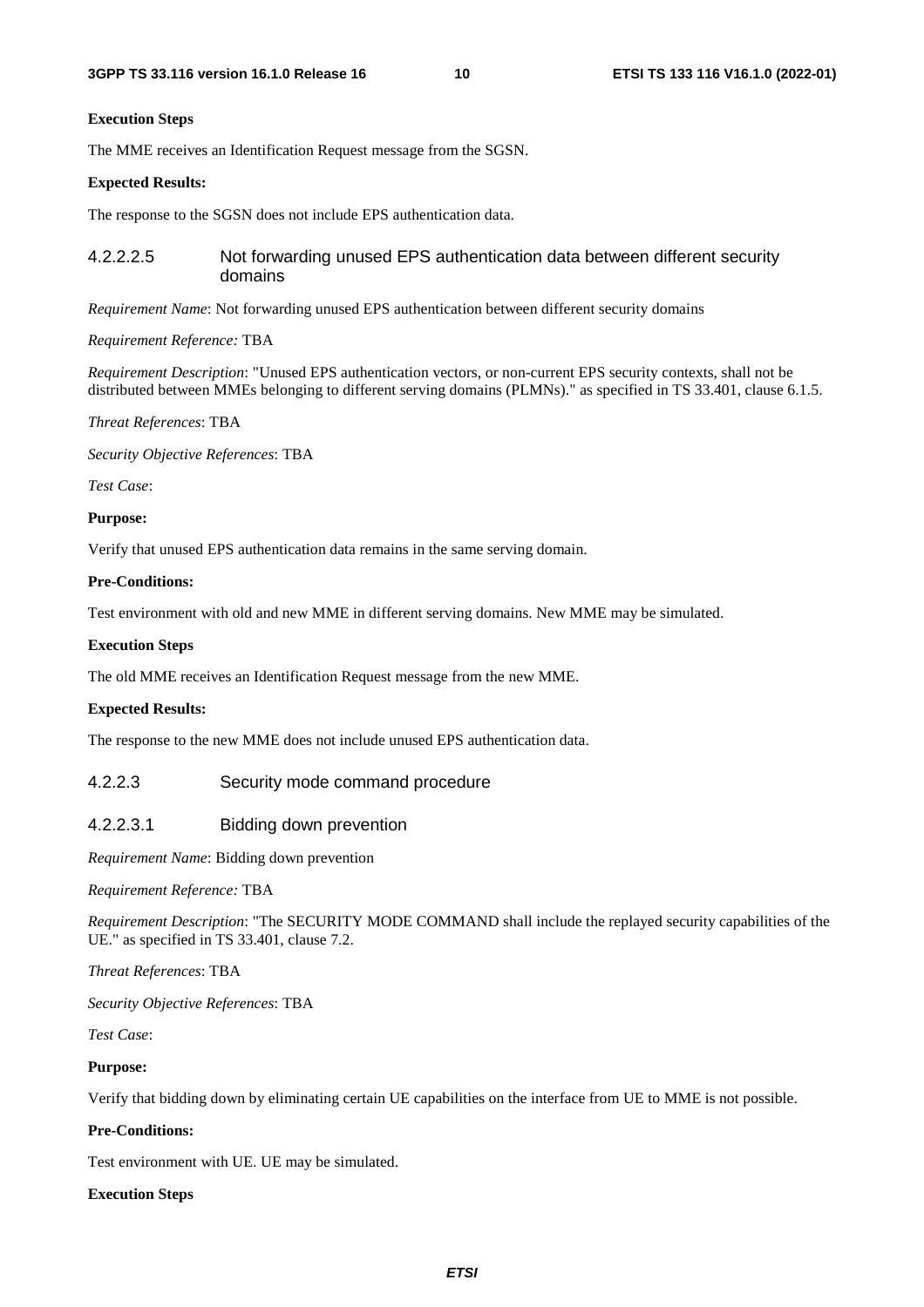**Execution Steps**

The MME receives an Identification Request message from the SGSN.

**Expected Results:**

The response to the SGSN does not include EPS authentication data.

#### 4.2.2.2.5 Not forwarding unused EPS authentication data between different security domains

*Requirement Name*: Not forwarding unused EPS authentication between different security domains

*Requirement Reference:* TBA

*Requirement Description*: "Unused EPS authentication vectors, or non-current EPS security contexts, shall not be distributed between MMEs belonging to different serving domains (PLMNs)." as specified in TS 33.401, clause 6.1.5.

*Threat References*: TBA

*Security Objective References*: TBA

*Test Case*:

**Purpose:**

Verify that unused EPS authentication data remains in the same serving domain.

**Pre-Conditions:**

Test environment with old and new MME in different serving domains. New MME may be simulated.

**Execution Steps**

The old MME receives an Identification Request message from the new MME.

**Expected Results:**

The response to the new MME does not include unused EPS authentication data.

### 4.2.2.3 Security mode command procedure

#### 4.2.2.3.1 Bidding down prevention

*Requirement Name*: Bidding down prevention

*Requirement Reference:* TBA

*Requirement Description*: "The SECURITY MODE COMMAND shall include the replayed security capabilities of the UE." as specified in TS 33.401, clause 7.2.

*Threat References*: TBA

*Security Objective References*: TBA

*Test Case*:

**Purpose:**

Verify that bidding down by eliminating certain UE capabilities on the interface from UE to MME is not possible.

**Pre-Conditions:**

Test environment with UE. UE may be simulated.

**Execution Steps**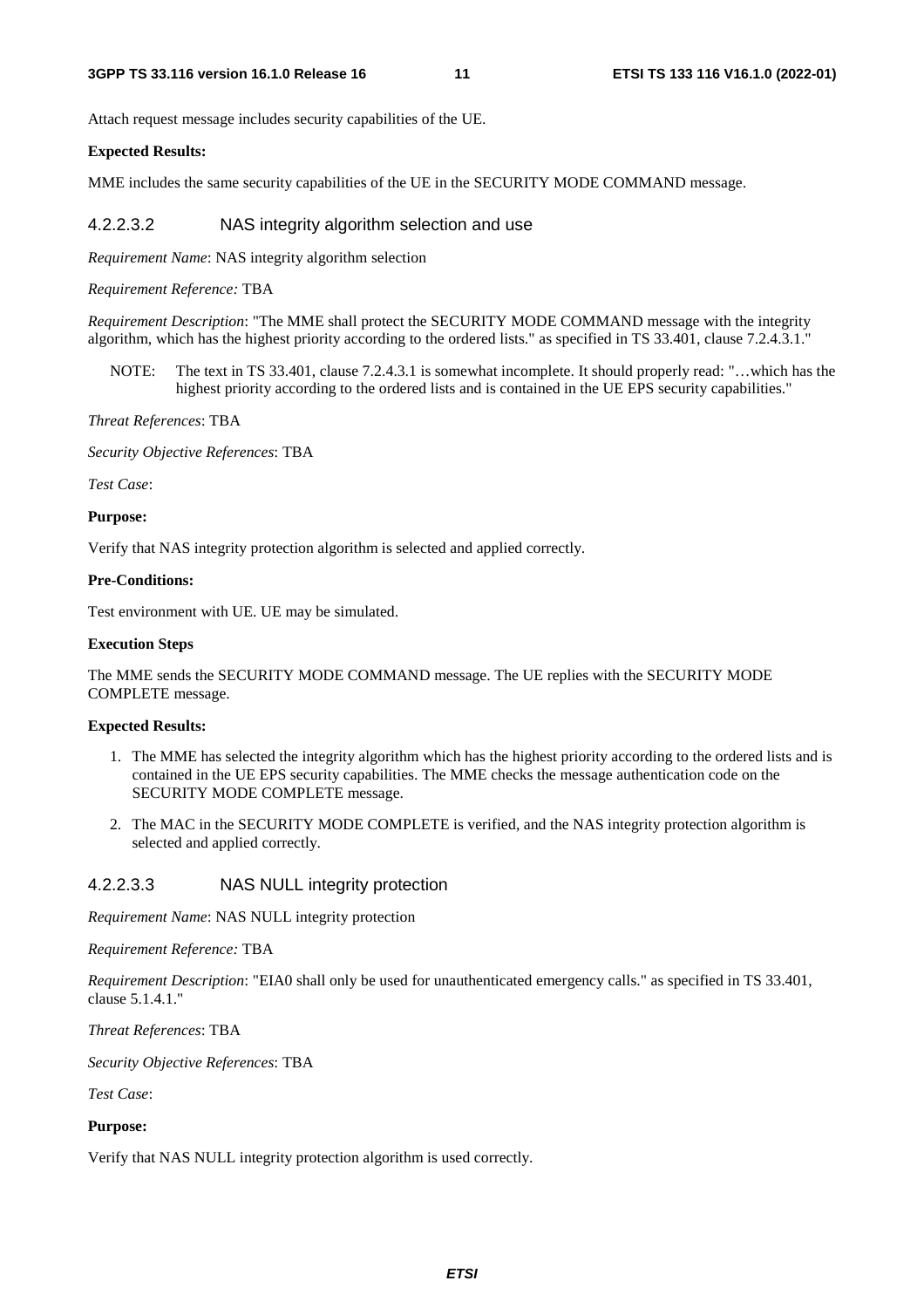Attach request message includes security capabilities of the UE.

**Expected Results:**

MME includes the same security capabilities of the UE in the SECURITY MODE COMMAND message.

#### 4.2.2.3.2 NAS integrity algorithm selection and use

*Requirement Name*: NAS integrity algorithm selection

*Requirement Reference:* TBA

*Requirement Description*: "The MME shall protect the SECURITY MODE COMMAND message with the integrity algorithm, which has the highest priority according to the ordered lists." as specified in TS 33.401, clause 7.2.4.3.1."

NOTE: The text in TS 33.401, clause 7.2.4.3.1 is somewhat incomplete. It should properly read: "…which has the highest priority according to the ordered lists and is contained in the UE EPS security capabilities."

*Threat References*: TBA

*Security Objective References*: TBA

*Test Case*:

**Purpose:**

Verify that NAS integrity protection algorithm is selected and applied correctly.

**Pre-Conditions:**

Test environment with UE. UE may be simulated.

**Execution Steps**

The MME sends the SECURITY MODE COMMAND message. The UE replies with the SECURITY MODE COMPLETE message.

**Expected Results:**

1. The MME has selected the integrity algorithm which has the highest priority according to the ordered lists and is contained in the UE EPS security capabilities. The MME checks the message authentication code on the SECURITY MODE COMPLETE message.
2. The MAC in the SECURITY MODE COMPLETE is verified, and the NAS integrity protection algorithm is selected and applied correctly.

#### 4.2.2.3.3 NAS NULL integrity protection

*Requirement Name*: NAS NULL integrity protection

*Requirement Reference:* TBA

*Requirement Description*: "EIA0 shall only be used for unauthenticated emergency calls." as specified in TS 33.401, clause 5.1.4.1."

*Threat References*: TBA

*Security Objective References*: TBA

*Test Case*:

**Purpose:**

Verify that NAS NULL integrity protection algorithm is used correctly.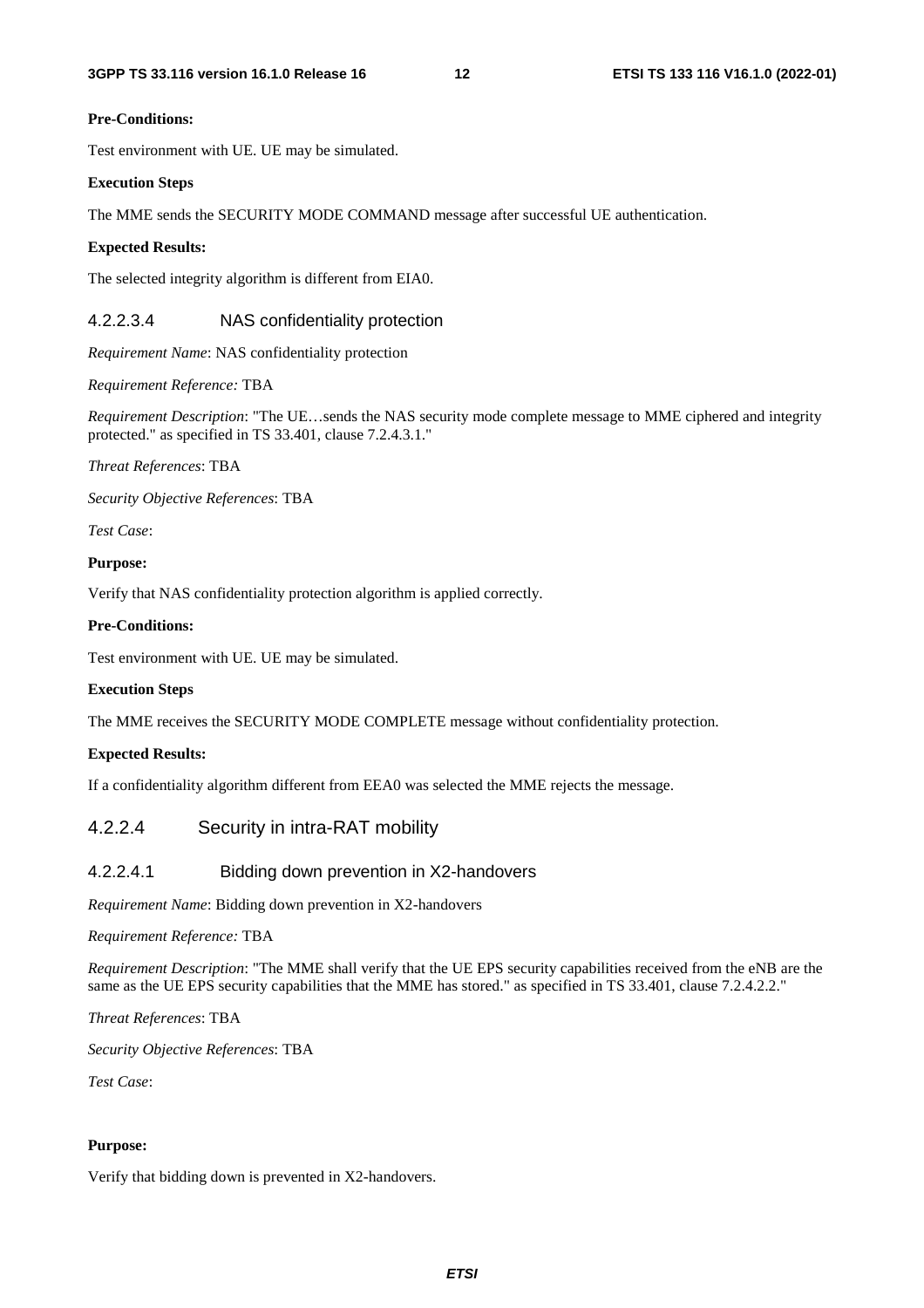**Pre-Conditions:**

Test environment with UE. UE may be simulated.

**Execution Steps**

The MME sends the SECURITY MODE COMMAND message after successful UE authentication.

**Expected Results:**

The selected integrity algorithm is different from EIA0.

##### 4.2.2.3.4 NAS confidentiality protection

*Requirement Name*: NAS confidentiality protection

*Requirement Reference:* TBA

*Requirement Description*: "The UE…sends the NAS security mode complete message to MME ciphered and integrity protected." as specified in TS 33.401, clause 7.2.4.3.1."

*Threat References*: TBA

*Security Objective References*: TBA

*Test Case*:

**Purpose:**

Verify that NAS confidentiality protection algorithm is applied correctly.

**Pre-Conditions:**

Test environment with UE. UE may be simulated.

**Execution Steps**

The MME receives the SECURITY MODE COMPLETE message without confidentiality protection.

**Expected Results:**

If a confidentiality algorithm different from EEA0 was selected the MME rejects the message.

#### 4.2.2.4 Security in intra-RAT mobility

##### 4.2.2.4.1 Bidding down prevention in X2-handovers

*Requirement Name*: Bidding down prevention in X2-handovers

*Requirement Reference:* TBA

*Requirement Description*: "The MME shall verify that the UE EPS security capabilities received from the eNB are the same as the UE EPS security capabilities that the MME has stored." as specified in TS 33.401, clause 7.2.4.2.2."

*Threat References*: TBA

*Security Objective References*: TBA

*Test Case*:

**Purpose:**

Verify that bidding down is prevented in X2-handovers.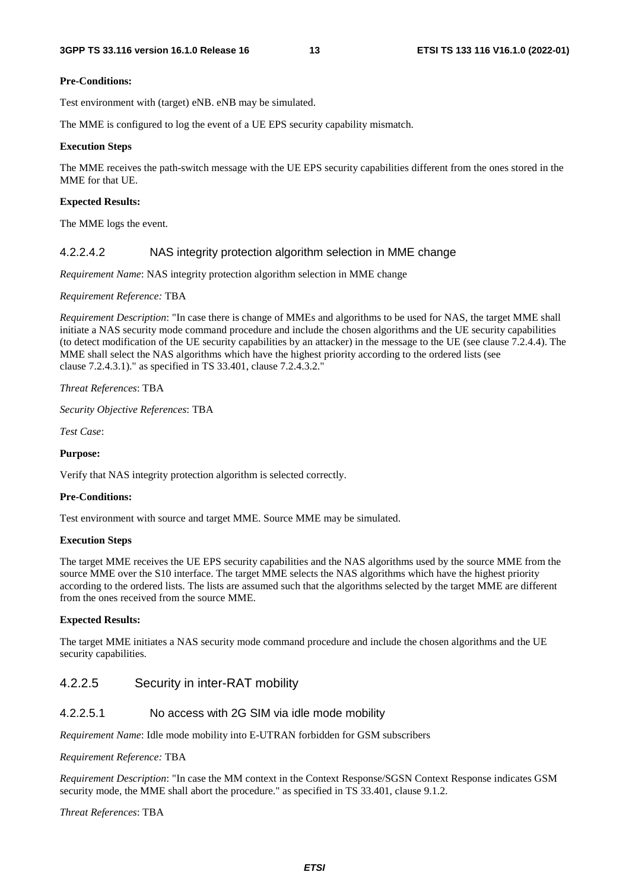**Pre-Conditions:**

Test environment with (target) eNB. eNB may be simulated.

The MME is configured to log the event of a UE EPS security capability mismatch.

**Execution Steps**

The MME receives the path-switch message with the UE EPS security capabilities different from the ones stored in the MME for that UE.

**Expected Results:**

The MME logs the event.

#### 4.2.2.4.2 NAS integrity protection algorithm selection in MME change

*Requirement Name*: NAS integrity protection algorithm selection in MME change

*Requirement Reference:* TBA

*Requirement Description*: "In case there is change of MMEs and algorithms to be used for NAS, the target MME shall initiate a NAS security mode command procedure and include the chosen algorithms and the UE security capabilities (to detect modification of the UE security capabilities by an attacker) in the message to the UE (see clause 7.2.4.4). The MME shall select the NAS algorithms which have the highest priority according to the ordered lists (see clause 7.2.4.3.1)." as specified in TS 33.401, clause 7.2.4.3.2."

*Threat References*: TBA

*Security Objective References*: TBA

*Test Case*:

**Purpose:**

Verify that NAS integrity protection algorithm is selected correctly.

**Pre-Conditions:**

Test environment with source and target MME. Source MME may be simulated.

**Execution Steps**

The target MME receives the UE EPS security capabilities and the NAS algorithms used by the source MME from the source MME over the S10 interface. The target MME selects the NAS algorithms which have the highest priority according to the ordered lists. The lists are assumed such that the algorithms selected by the target MME are different from the ones received from the source MME.

**Expected Results:**

The target MME initiates a NAS security mode command procedure and include the chosen algorithms and the UE security capabilities.

### 4.2.2.5 Security in inter-RAT mobility

#### 4.2.2.5.1 No access with 2G SIM via idle mode mobility

*Requirement Name*: Idle mode mobility into E-UTRAN forbidden for GSM subscribers

*Requirement Reference:* TBA

*Requirement Description*: "In case the MM context in the Context Response/SGSN Context Response indicates GSM security mode, the MME shall abort the procedure." as specified in TS 33.401, clause 9.1.2.

*Threat References*: TBA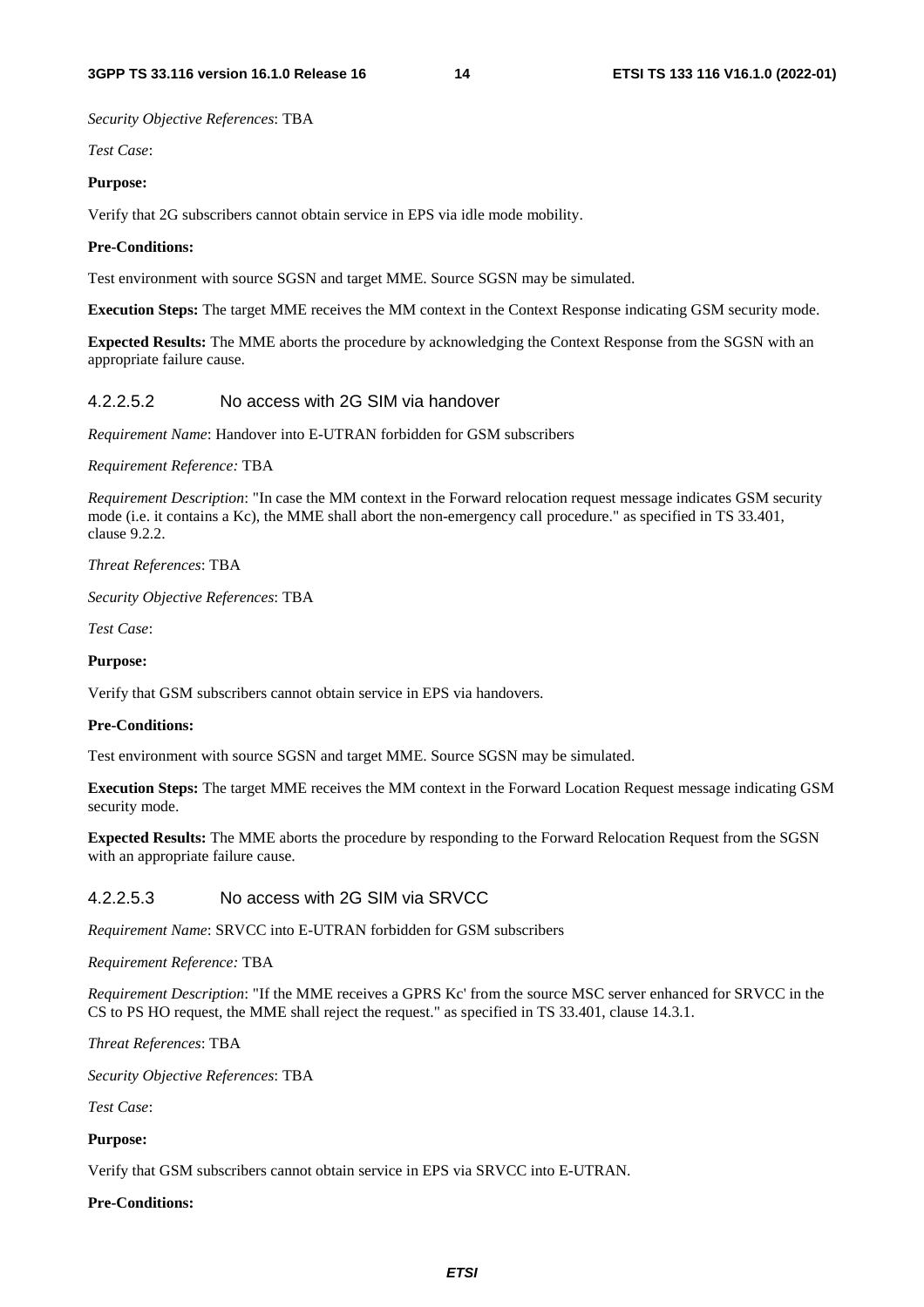*Security Objective References*: TBA

*Test Case*:

**Purpose:**

Verify that 2G subscribers cannot obtain service in EPS via idle mode mobility.

**Pre-Conditions:**

Test environment with source SGSN and target MME. Source SGSN may be simulated.

**Execution Steps:** The target MME receives the MM context in the Context Response indicating GSM security mode.

**Expected Results:** The MME aborts the procedure by acknowledging the Context Response from the SGSN with an appropriate failure cause.

#### 4.2.2.5.2 No access with 2G SIM via handover

*Requirement Name*: Handover into E-UTRAN forbidden for GSM subscribers

*Requirement Reference:* TBA

*Requirement Description*: "In case the MM context in the Forward relocation request message indicates GSM security mode (i.e. it contains a Kc), the MME shall abort the non-emergency call procedure." as specified in TS 33.401, clause 9.2.2.

*Threat References*: TBA

*Security Objective References*: TBA

*Test Case*:

**Purpose:**

Verify that GSM subscribers cannot obtain service in EPS via handovers.

**Pre-Conditions:**

Test environment with source SGSN and target MME. Source SGSN may be simulated.

**Execution Steps:** The target MME receives the MM context in the Forward Location Request message indicating GSM security mode.

**Expected Results:** The MME aborts the procedure by responding to the Forward Relocation Request from the SGSN with an appropriate failure cause.

#### 4.2.2.5.3 No access with 2G SIM via SRVCC

*Requirement Name*: SRVCC into E-UTRAN forbidden for GSM subscribers

*Requirement Reference:* TBA

*Requirement Description*: "If the MME receives a GPRS Kc' from the source MSC server enhanced for SRVCC in the CS to PS HO request, the MME shall reject the request." as specified in TS 33.401, clause 14.3.1.

*Threat References*: TBA

*Security Objective References*: TBA

*Test Case*:

**Purpose:**

Verify that GSM subscribers cannot obtain service in EPS via SRVCC into E-UTRAN.

**Pre-Conditions:**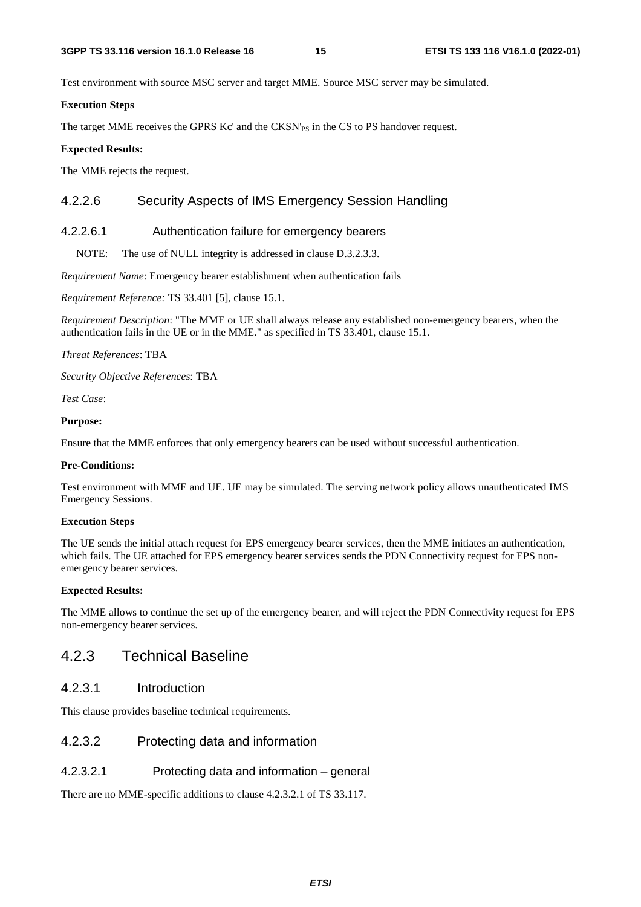Test environment with source MSC server and target MME. Source MSC server may be simulated.

**Execution Steps**

The target MME receives the GPRS Kc' and the CKSN'$_{PS}$ in the CS to PS handover request.

**Expected Results:**

The MME rejects the request.

### 4.2.2.6 Security Aspects of IMS Emergency Session Handling

#### 4.2.2.6.1 Authentication failure for emergency bearers

NOTE: The use of NULL integrity is addressed in clause D.3.2.3.3.

*Requirement Name*: Emergency bearer establishment when authentication fails

*Requirement Reference:* TS 33.401 [5], clause 15.1.

*Requirement Description*: "The MME or UE shall always release any established non-emergency bearers, when the authentication fails in the UE or in the MME." as specified in TS 33.401, clause 15.1.

*Threat References*: TBA

*Security Objective References*: TBA

*Test Case*:

**Purpose:**

Ensure that the MME enforces that only emergency bearers can be used without successful authentication.

**Pre-Conditions:**

Test environment with MME and UE. UE may be simulated. The serving network policy allows unauthenticated IMS Emergency Sessions.

**Execution Steps**

The UE sends the initial attach request for EPS emergency bearer services, then the MME initiates an authentication, which fails. The UE attached for EPS emergency bearer services sends the PDN Connectivity request for EPS non-emergency bearer services.

**Expected Results:**

The MME allows to continue the set up of the emergency bearer, and will reject the PDN Connectivity request for EPS non-emergency bearer services.

## 4.2.3 Technical Baseline

### 4.2.3.1 Introduction

This clause provides baseline technical requirements.

### 4.2.3.2 Protecting data and information

#### 4.2.3.2.1 Protecting data and information – general

There are no MME-specific additions to clause 4.2.3.2.1 of TS 33.117.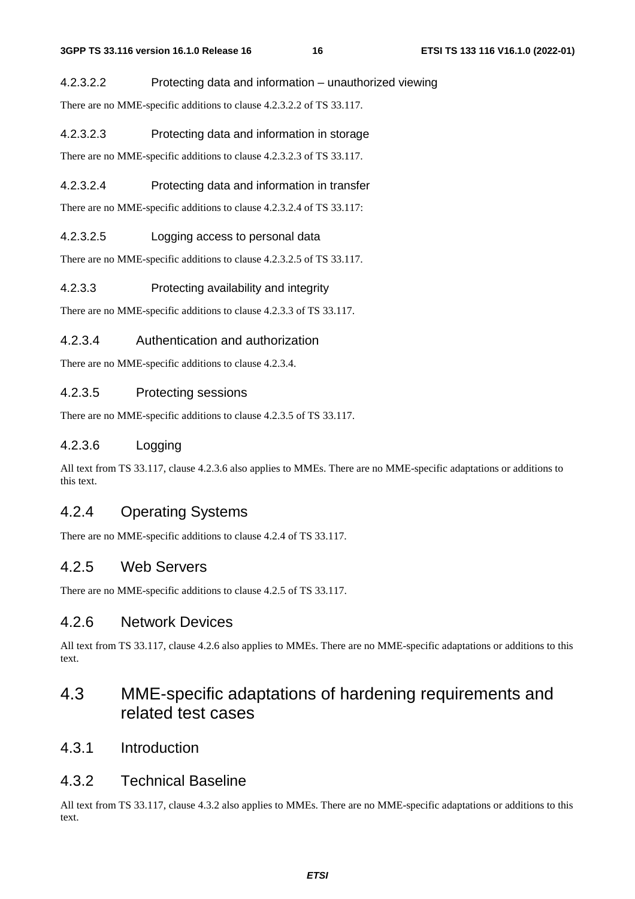##### 4.2.3.2.2 Protecting data and information – unauthorized viewing

There are no MME-specific additions to clause 4.2.3.2.2 of TS 33.117.

##### 4.2.3.2.3 Protecting data and information in storage

There are no MME-specific additions to clause 4.2.3.2.3 of TS 33.117.

##### 4.2.3.2.4 Protecting data and information in transfer

There are no MME-specific additions to clause 4.2.3.2.4 of TS 33.117:

##### 4.2.3.2.5 Logging access to personal data

There are no MME-specific additions to clause 4.2.3.2.5 of TS 33.117.

#### 4.2.3.3 Protecting availability and integrity

There are no MME-specific additions to clause 4.2.3.3 of TS 33.117.

#### 4.2.3.4 Authentication and authorization

There are no MME-specific additions to clause 4.2.3.4.

#### 4.2.3.5 Protecting sessions

There are no MME-specific additions to clause 4.2.3.5 of TS 33.117.

#### 4.2.3.6 Logging

All text from TS 33.117, clause 4.2.3.6 also applies to MMEs. There are no MME-specific adaptations or additions to this text.

### 4.2.4 Operating Systems

There are no MME-specific additions to clause 4.2.4 of TS 33.117.

### 4.2.5 Web Servers

There are no MME-specific additions to clause 4.2.5 of TS 33.117.

### 4.2.6 Network Devices

All text from TS 33.117, clause 4.2.6 also applies to MMEs. There are no MME-specific adaptations or additions to this text.

## 4.3 MME-specific adaptations of hardening requirements and related test cases

### 4.3.1 Introduction

### 4.3.2 Technical Baseline

All text from TS 33.117, clause 4.3.2 also applies to MMEs. There are no MME-specific adaptations or additions to this text.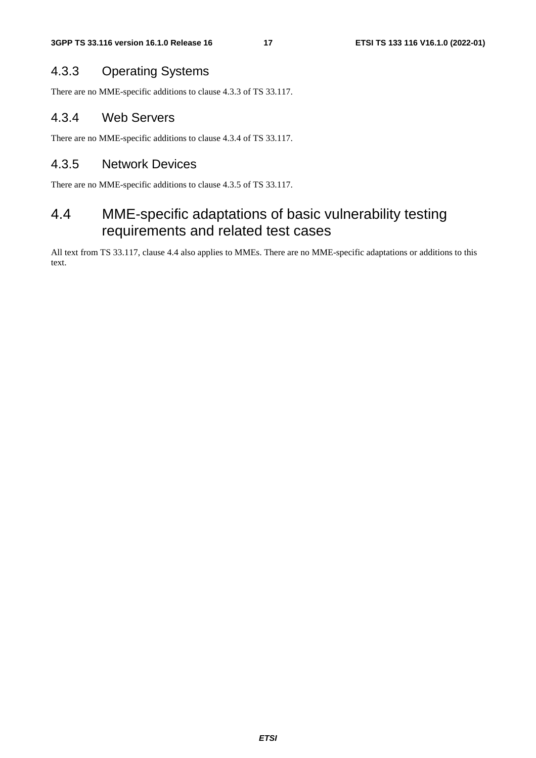### 4.3.3 Operating Systems

There are no MME-specific additions to clause 4.3.3 of TS 33.117.

### 4.3.4 Web Servers

There are no MME-specific additions to clause 4.3.4 of TS 33.117.

### 4.3.5 Network Devices

There are no MME-specific additions to clause 4.3.5 of TS 33.117.

## 4.4 MME-specific adaptations of basic vulnerability testing requirements and related test cases

All text from TS 33.117, clause 4.4 also applies to MMEs. There are no MME-specific adaptations or additions to this text.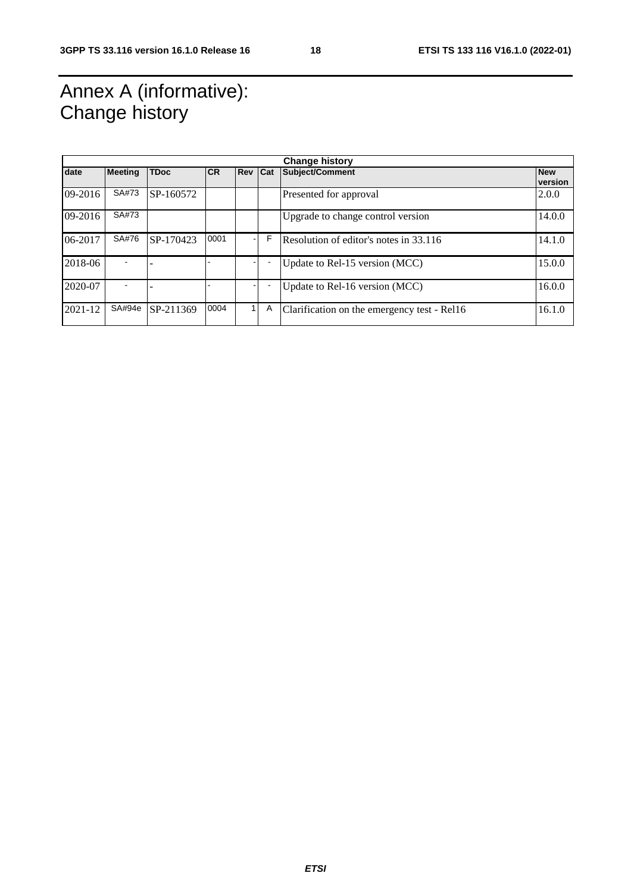# Annex A (informative): Change history

| Change history | | | | | | | |
|---|---|---|---|---|---|---|---|
| date | Meeting | TDoc | CR | Rev | Cat | Subject/Comment | New version |
| 09-2016 | SA#73 | SP-160572 | | | | Presented for approval | 2.0.0 |
| 09-2016 | SA#73 | | | | | Upgrade to change control version | 14.0.0 |
| 06-2017 | SA#76 | SP-170423 | 0001 | - | F | Resolution of editor's notes in 33.116 | 14.1.0 |
| 2018-06 | - | - | - | - | - | Update to Rel-15 version (MCC) | 15.0.0 |
| 2020-07 | - | - | - | - | - | Update to Rel-16 version (MCC) | 16.0.0 |
| 2021-12 | SA#94e | SP-211369 | 0004 | 1 | A | Clarification on the emergency test - Rel16 | 16.1.0 |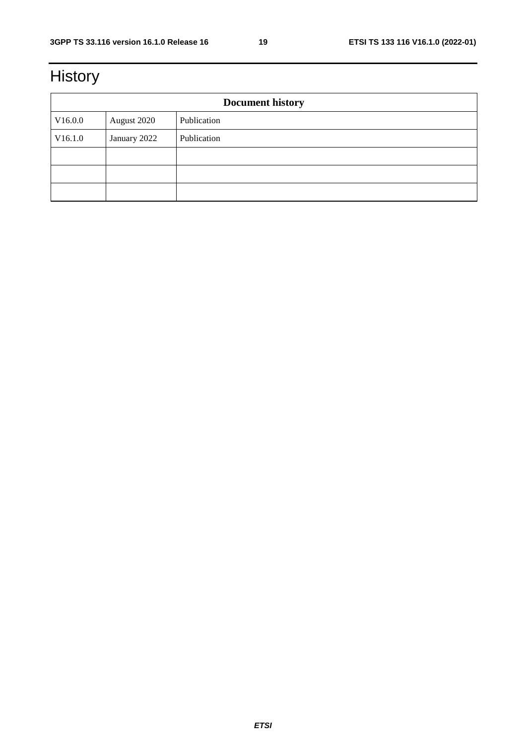# History

| Document history | | |
|---|---|---|
| V16.0.0 | August 2020 | Publication |
| V16.1.0 | January 2022 | Publication |
| | | |
| | | |
| | | |